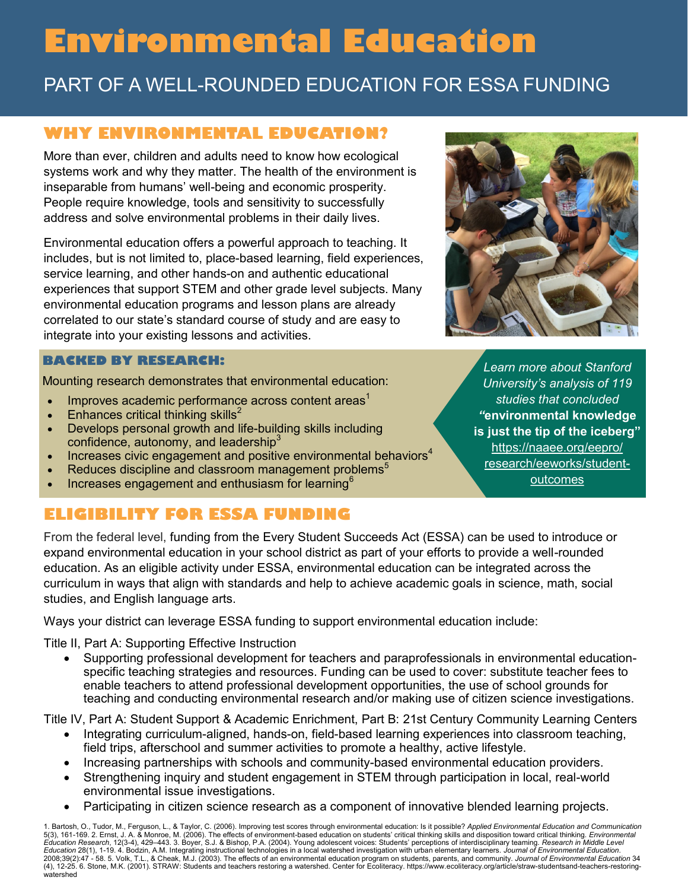# Environmental Education

## PART OF A WELL-ROUNDED EDUCATION FOR ESSA FUNDING

## WHY ENVIRONMENTAL EDUCATION?

More than ever, children and adults need to know how ecological systems work and why they matter. The health of the environment is inseparable from humans' well-being and economic prosperity. People require knowledge, tools and sensitivity to successfully address and solve environmental problems in their daily lives.

Environmental education offers a powerful approach to teaching. It includes, but is not limited to, place-based learning, field experiences, service learning, and other hands-on and authentic educational experiences that support STEM and other grade level subjects. Many environmental education programs and lesson plans are already correlated to our state's standard course of study and are easy to integrate into your existing lessons and activities.

### BACKED BY RESEARCH:

Mounting research demonstrates that environmental education:

- Improves academic performance across content areas[1]
- Enhances critical thinking skills[2]
- Develops personal growth and life-building skills including confidence, autonomy, and leadership[3]
- Increases civic engagement and positive environmental behaviors[4]
- Reduces discipline and classroom management problems[5]
- Increases engagement and enthusiasm for learning[6]

*Learn more about Stanford University's analysis of 119 studies that concluded* ***"environmental knowledge is just the tip of the iceberg"*** https://naaee.org/eepro/research/eeworks/student-outcomes

## ELIGIBILITY FOR ESSA FUNDING

From the federal level, funding from the Every Student Succeeds Act (ESSA) can be used to introduce or expand environmental education in your school district as part of your efforts to provide a well-rounded education. As an eligible activity under ESSA, environmental education can be integrated across the curriculum in ways that align with standards and help to achieve academic goals in science, math, social studies, and English language arts.

Ways your district can leverage ESSA funding to support environmental education include:

Title II, Part A: Supporting Effective Instruction

- Supporting professional development for teachers and paraprofessionals in environmental education-specific teaching strategies and resources. Funding can be used to cover: substitute teacher fees to enable teachers to attend professional development opportunities, the use of school grounds for teaching and conducting environmental research and/or making use of citizen science investigations.

Title IV, Part A: Student Support & Academic Enrichment, Part B: 21st Century Community Learning Centers

- Integrating curriculum-aligned, hands-on, field-based learning experiences into classroom teaching, field trips, afterschool and summer activities to promote a healthy, active lifestyle.
- Increasing partnerships with schools and community-based environmental education providers.
- Strengthening inquiry and student engagement in STEM through participation in local, real-world environmental issue investigations.
- Participating in citizen science research as a component of innovative blended learning projects.

1. Bartosh, O., Tudor, M., Ferguson, L., & Taylor, C. (2006). Improving test scores through environmental education: Is it possible? *Applied Environmental Education and Communication* 5(3), 161-169. 2. Ernst, J. A. & Monroe, M. (2006). The effects of environment-based education on students' critical thinking skills and disposition toward critical thinking. *Environmental Education Research*, 12(3-4), 429–443. 3. Boyer, S.J. & Bishop, P.A. (2004). Young adolescent voices: Students' perceptions of interdisciplinary teaming. *Research in Middle Level Education* 28(1), 1-19. 4. Bodzin, A.M. Integrating instructional technologies in a local watershed investigation with urban elementary learners. *Journal of Environmental Education*. 2008;39(2):47 - 58. 5. Volk, T.L., & Cheak, M.J. (2003). The effects of an environmental education program on students, parents, and community. *Journal of Environmental Education* 34 (4), 12-25. 6. Stone, M.K. (2001). STRAW: Students and teachers restoring a watershed. Center for Ecoliteracy. https://www.ecoliteracy.org/article/straw-studentsand-teachers-restoring-watershed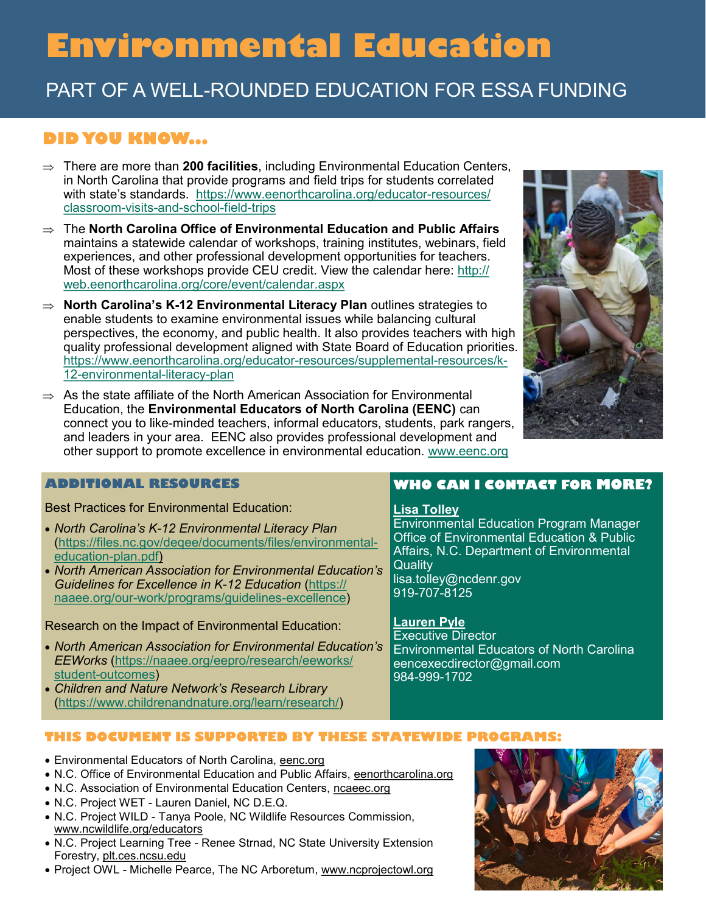# Environmental Education

## PART OF A WELL-ROUNDED EDUCATION FOR ESSA FUNDING

### DID YOU KNOW…

- ⇒ There are more than **200 facilities**, including Environmental Education Centers, in North Carolina that provide programs and field trips for students correlated with state's standards. https://www.eenorthcarolina.org/educator-resources/classroom-visits-and-school-field-trips
- ⇒ The **North Carolina Office of Environmental Education and Public Affairs** maintains a statewide calendar of workshops, training institutes, webinars, field experiences, and other professional development opportunities for teachers. Most of these workshops provide CEU credit. View the calendar here: http://web.eenorthcarolina.org/core/event/calendar.aspx
- ⇒ **North Carolina's K-12 Environmental Literacy Plan** outlines strategies to enable students to examine environmental issues while balancing cultural perspectives, the economy, and public health. It also provides teachers with high quality professional development aligned with State Board of Education priorities. https://www.eenorthcarolina.org/educator-resources/supplemental-resources/k-12-environmental-literacy-plan
- ⇒ As the state affiliate of the North American Association for Environmental Education, the **Environmental Educators of North Carolina (EENC)** can connect you to like-minded teachers, informal educators, students, park rangers, and leaders in your area. EENC also provides professional development and other support to promote excellence in environmental education. www.eenc.org

### ADDITIONAL RESOURCES

Best Practices for Environmental Education:

- *North Carolina's K-12 Environmental Literacy Plan* (https://files.nc.gov/deqee/documents/files/environmental-education-plan.pdf)
- *North American Association for Environmental Education's Guidelines for Excellence in K-12 Education* (https://naaee.org/our-work/programs/guidelines-excellence)

Research on the Impact of Environmental Education:

- *North American Association for Environmental Education's EEWorks* (https://naaee.org/eepro/research/eeworks/student-outcomes)
- *Children and Nature Network's Research Library* (https://www.childrenandnature.org/learn/research/)

### WHO CAN I CONTACT FOR MORE?

**Lisa Tolley**
Environmental Education Program Manager
Office of Environmental Education & Public Affairs, N.C. Department of Environmental Quality
lisa.tolley@ncdenr.gov
919-707-8125

**Lauren Pyle**
Executive Director
Environmental Educators of North Carolina
eencexecdirector@gmail.com
984-999-1702

### THIS DOCUMENT IS SUPPORTED BY THESE STATEWIDE PROGRAMS:

- Environmental Educators of North Carolina, eenc.org
- N.C. Office of Environmental Education and Public Affairs, eenorthcarolina.org
- N.C. Association of Environmental Education Centers, ncaeec.org
- N.C. Project WET - Lauren Daniel, NC D.E.Q.
- N.C. Project WILD - Tanya Poole, NC Wildlife Resources Commission, www.ncwildlife.org/educators
- N.C. Project Learning Tree - Renee Strnad, NC State University Extension Forestry, plt.ces.ncsu.edu
- Project OWL - Michelle Pearce, The NC Arboretum, www.ncprojectowl.org